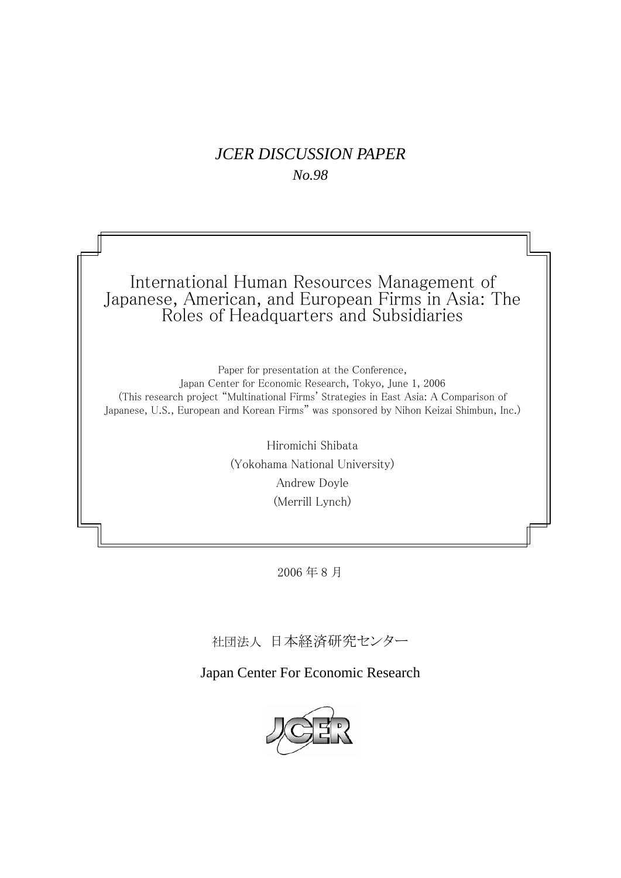*JCER DISCUSSION PAPER*

*No.98*

# International Human Resources Management of Japanese, American, and European Firms in Asia: The Roles of Headquarters and Subsidiaries

Paper for presentation at the Conference,
Japan Center for Economic Research, Tokyo, June 1, 2006
(This research project "Multinational Firms' Strategies in East Asia: A Comparison of Japanese, U.S., European and Korean Firms" was sponsored by Nihon Keizai Shimbun, Inc.)

Hiromichi Shibata
(Yokohama National University)
Andrew Doyle
(Merrill Lynch)

2006 年 8 月

社団法人 日本経済研究センター

Japan Center For Economic Research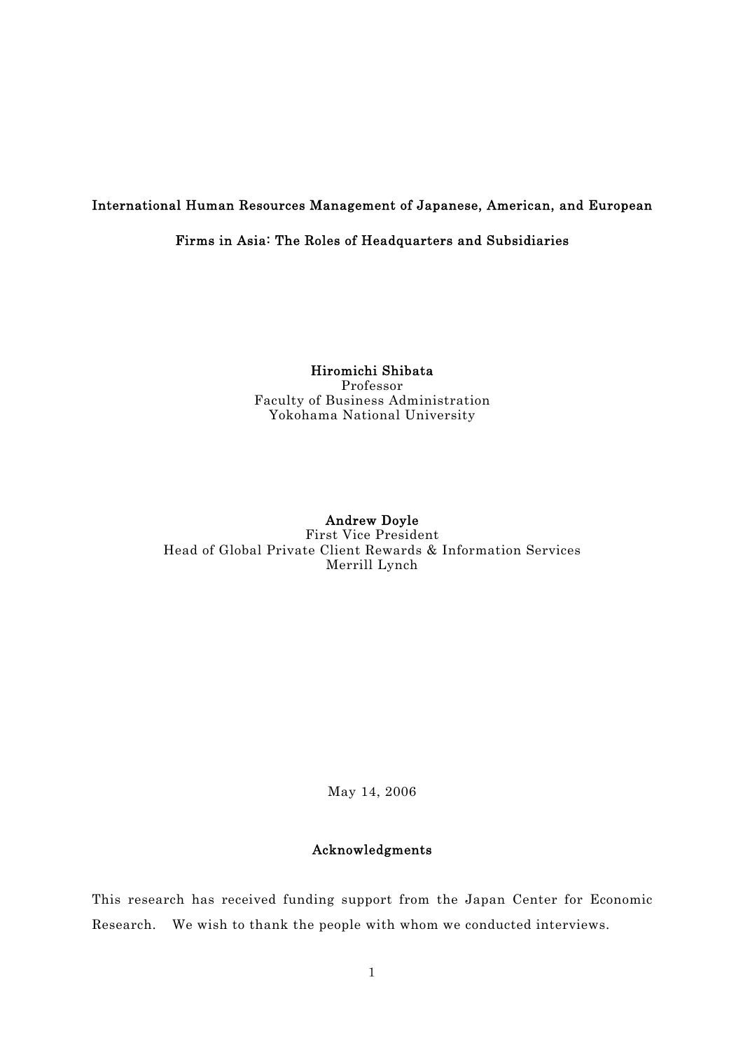# International Human Resources Management of Japanese, American, and European Firms in Asia: The Roles of Headquarters and Subsidiaries

**Hiromichi Shibata**
Professor
Faculty of Business Administration
Yokohama National University

**Andrew Doyle**
First Vice President
Head of Global Private Client Rewards & Information Services
Merrill Lynch

May 14, 2006

## Acknowledgments

This research has received funding support from the Japan Center for Economic Research. We wish to thank the people with whom we conducted interviews.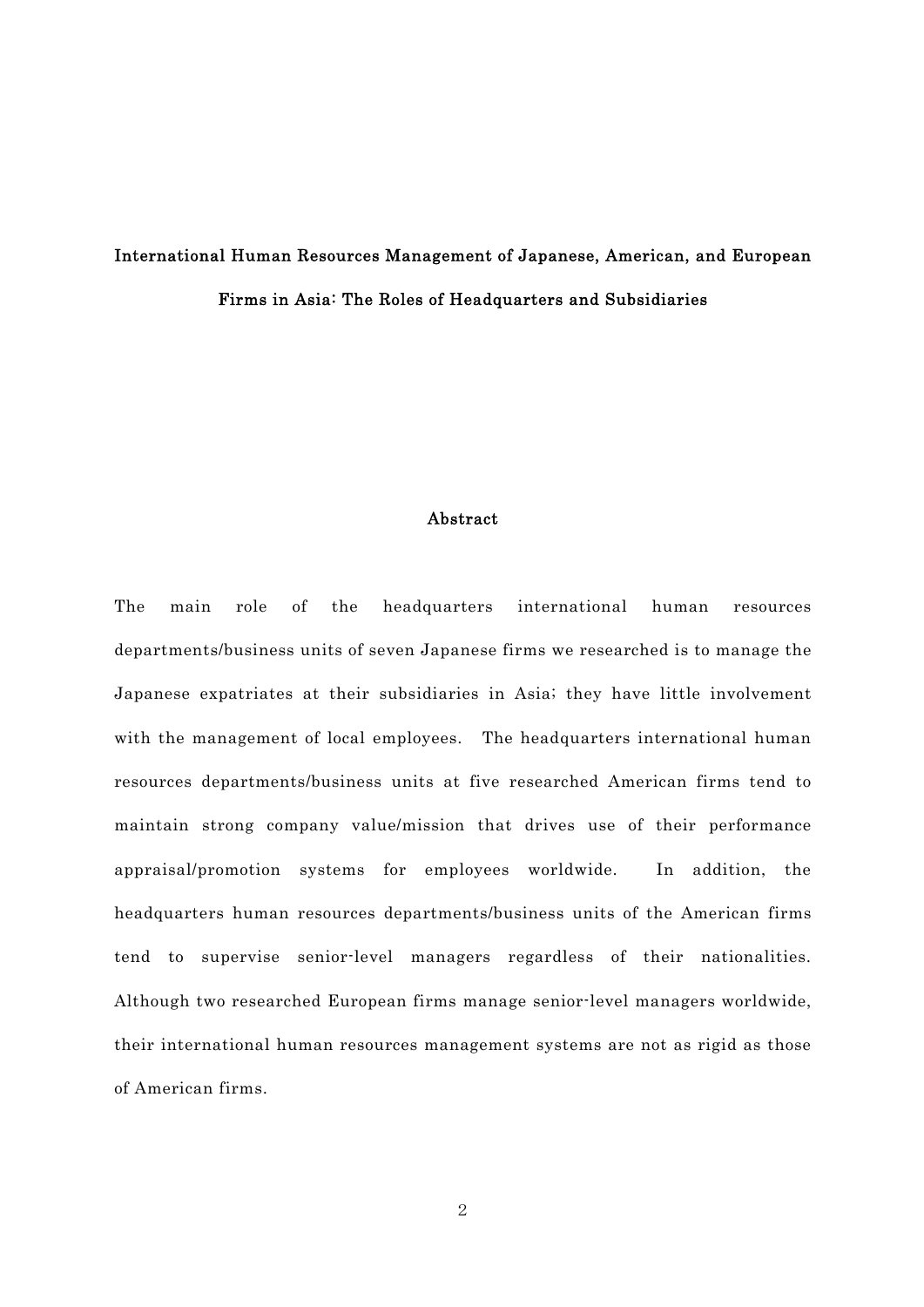# International Human Resources Management of Japanese, American, and European Firms in Asia: The Roles of Headquarters and Subsidiaries

## Abstract

The main role of the headquarters international human resources departments/business units of seven Japanese firms we researched is to manage the Japanese expatriates at their subsidiaries in Asia; they have little involvement with the management of local employees. The headquarters international human resources departments/business units at five researched American firms tend to maintain strong company value/mission that drives use of their performance appraisal/promotion systems for employees worldwide. In addition, the headquarters human resources departments/business units of the American firms tend to supervise senior-level managers regardless of their nationalities. Although two researched European firms manage senior-level managers worldwide, their international human resources management systems are not as rigid as those of American firms.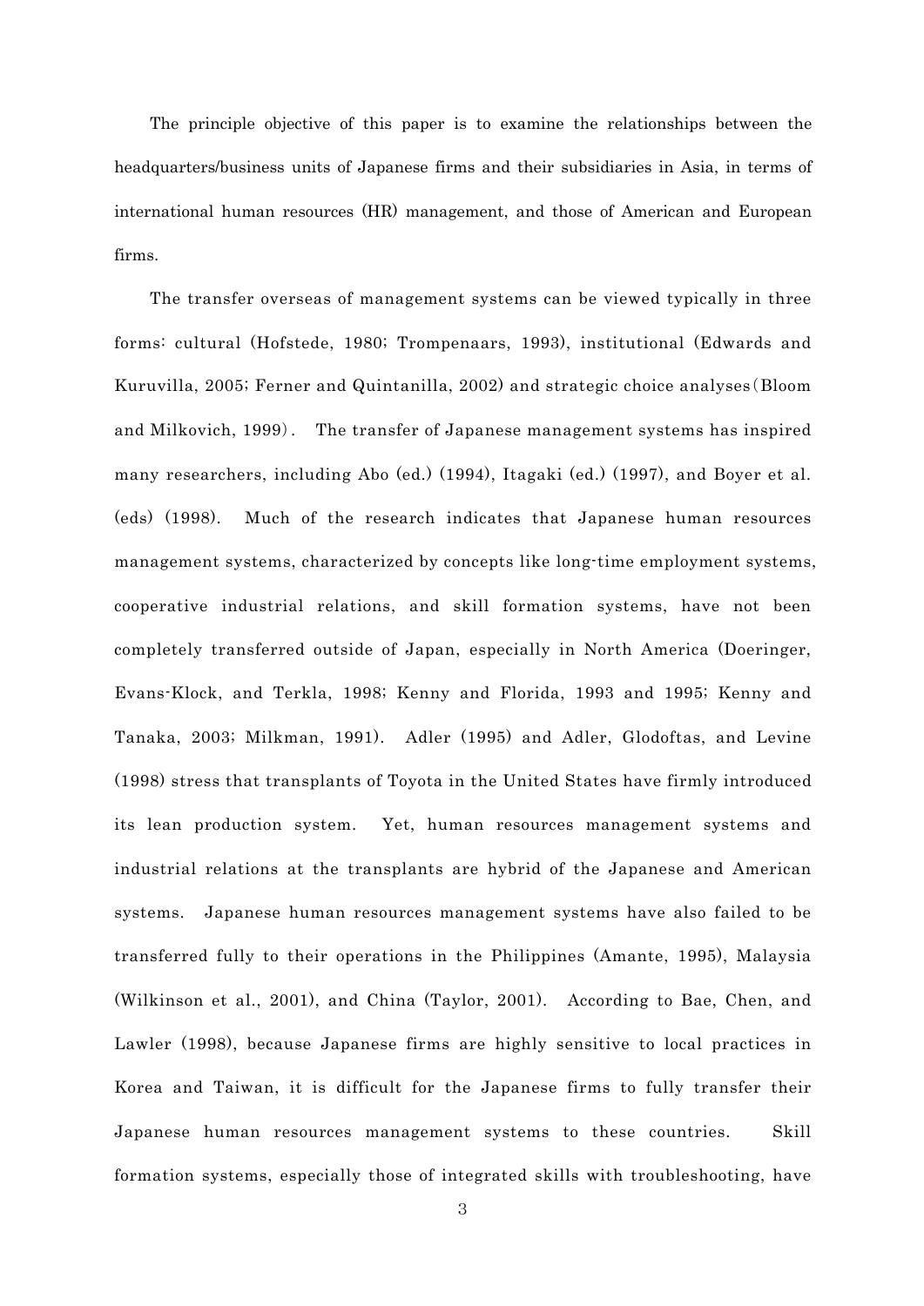The principle objective of this paper is to examine the relationships between the headquarters/business units of Japanese firms and their subsidiaries in Asia, in terms of international human resources (HR) management, and those of American and European firms.

The transfer overseas of management systems can be viewed typically in three forms: cultural (Hofstede, 1980; Trompenaars, 1993), institutional (Edwards and Kuruvilla, 2005; Ferner and Quintanilla, 2002) and strategic choice analyses (Bloom and Milkovich, 1999). The transfer of Japanese management systems has inspired many researchers, including Abo (ed.) (1994), Itagaki (ed.) (1997), and Boyer et al. (eds) (1998). Much of the research indicates that Japanese human resources management systems, characterized by concepts like long-time employment systems, cooperative industrial relations, and skill formation systems, have not been completely transferred outside of Japan, especially in North America (Doeringer, Evans-Klock, and Terkla, 1998; Kenny and Florida, 1993 and 1995; Kenny and Tanaka, 2003; Milkman, 1991). Adler (1995) and Adler, Glodoftas, and Levine (1998) stress that transplants of Toyota in the United States have firmly introduced its lean production system. Yet, human resources management systems and industrial relations at the transplants are hybrid of the Japanese and American systems. Japanese human resources management systems have also failed to be transferred fully to their operations in the Philippines (Amante, 1995), Malaysia (Wilkinson et al., 2001), and China (Taylor, 2001). According to Bae, Chen, and Lawler (1998), because Japanese firms are highly sensitive to local practices in Korea and Taiwan, it is difficult for the Japanese firms to fully transfer their Japanese human resources management systems to these countries. Skill formation systems, especially those of integrated skills with troubleshooting, have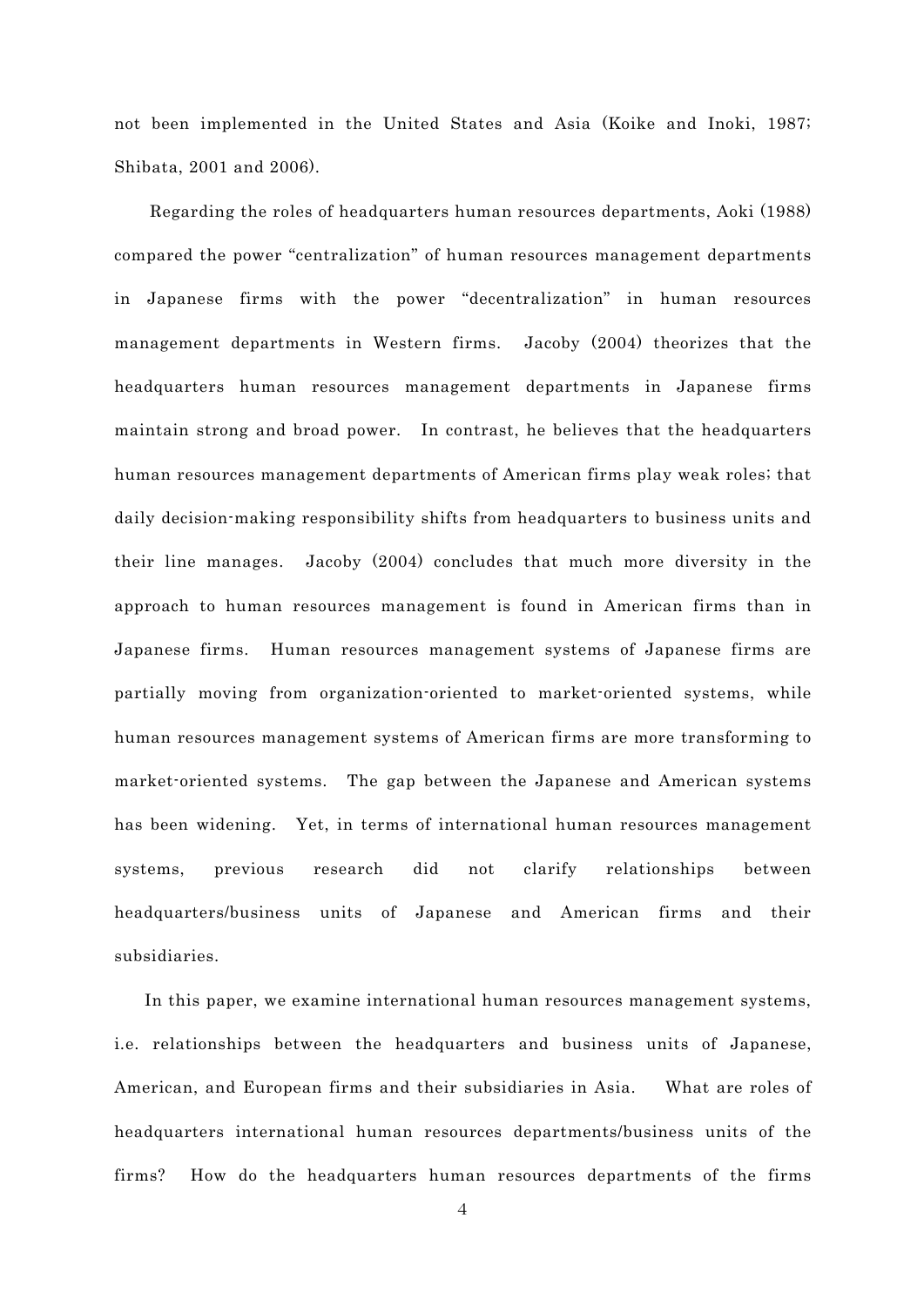not been implemented in the United States and Asia (Koike and Inoki, 1987; Shibata, 2001 and 2006).

Regarding the roles of headquarters human resources departments, Aoki (1988) compared the power "centralization" of human resources management departments in Japanese firms with the power "decentralization" in human resources management departments in Western firms. Jacoby (2004) theorizes that the headquarters human resources management departments in Japanese firms maintain strong and broad power. In contrast, he believes that the headquarters human resources management departments of American firms play weak roles; that daily decision-making responsibility shifts from headquarters to business units and their line manages. Jacoby (2004) concludes that much more diversity in the approach to human resources management is found in American firms than in Japanese firms. Human resources management systems of Japanese firms are partially moving from organization-oriented to market-oriented systems, while human resources management systems of American firms are more transforming to market-oriented systems. The gap between the Japanese and American systems has been widening. Yet, in terms of international human resources management systems, previous research did not clarify relationships between headquarters/business units of Japanese and American firms and their subsidiaries.

In this paper, we examine international human resources management systems, i.e. relationships between the headquarters and business units of Japanese, American, and European firms and their subsidiaries in Asia. What are roles of headquarters international human resources departments/business units of the firms? How do the headquarters human resources departments of the firms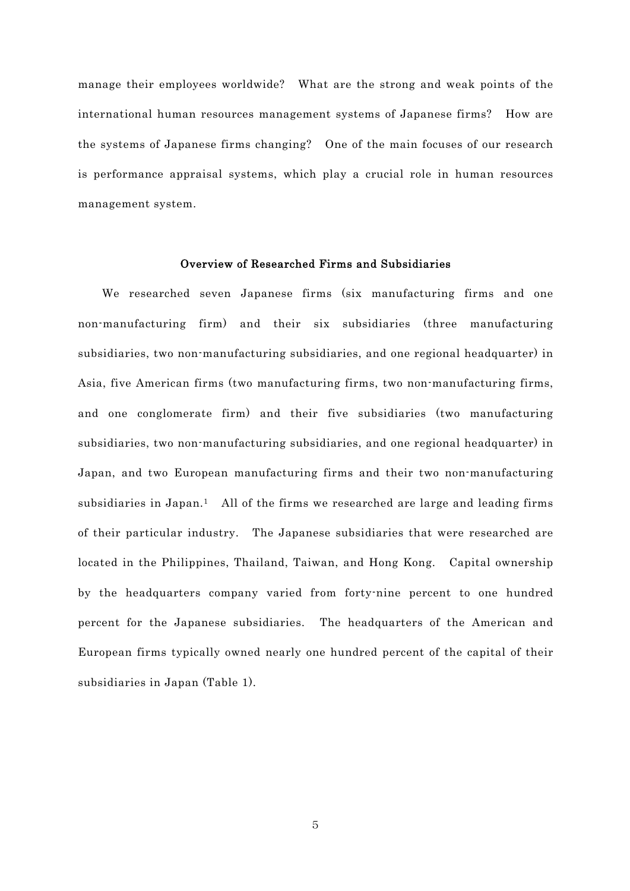manage their employees worldwide? What are the strong and weak points of the international human resources management systems of Japanese firms? How are the systems of Japanese firms changing? One of the main focuses of our research is performance appraisal systems, which play a crucial role in human resources management system.

## Overview of Researched Firms and Subsidiaries

We researched seven Japanese firms (six manufacturing firms and one non-manufacturing firm) and their six subsidiaries (three manufacturing subsidiaries, two non-manufacturing subsidiaries, and one regional headquarter) in Asia, five American firms (two manufacturing firms, two non-manufacturing firms, and one conglomerate firm) and their five subsidiaries (two manufacturing subsidiaries, two non-manufacturing subsidiaries, and one regional headquarter) in Japan, and two European manufacturing firms and their two non-manufacturing subsidiaries in Japan.[1] All of the firms we researched are large and leading firms of their particular industry. The Japanese subsidiaries that were researched are located in the Philippines, Thailand, Taiwan, and Hong Kong. Capital ownership by the headquarters company varied from forty-nine percent to one hundred percent for the Japanese subsidiaries. The headquarters of the American and European firms typically owned nearly one hundred percent of the capital of their subsidiaries in Japan (Table 1).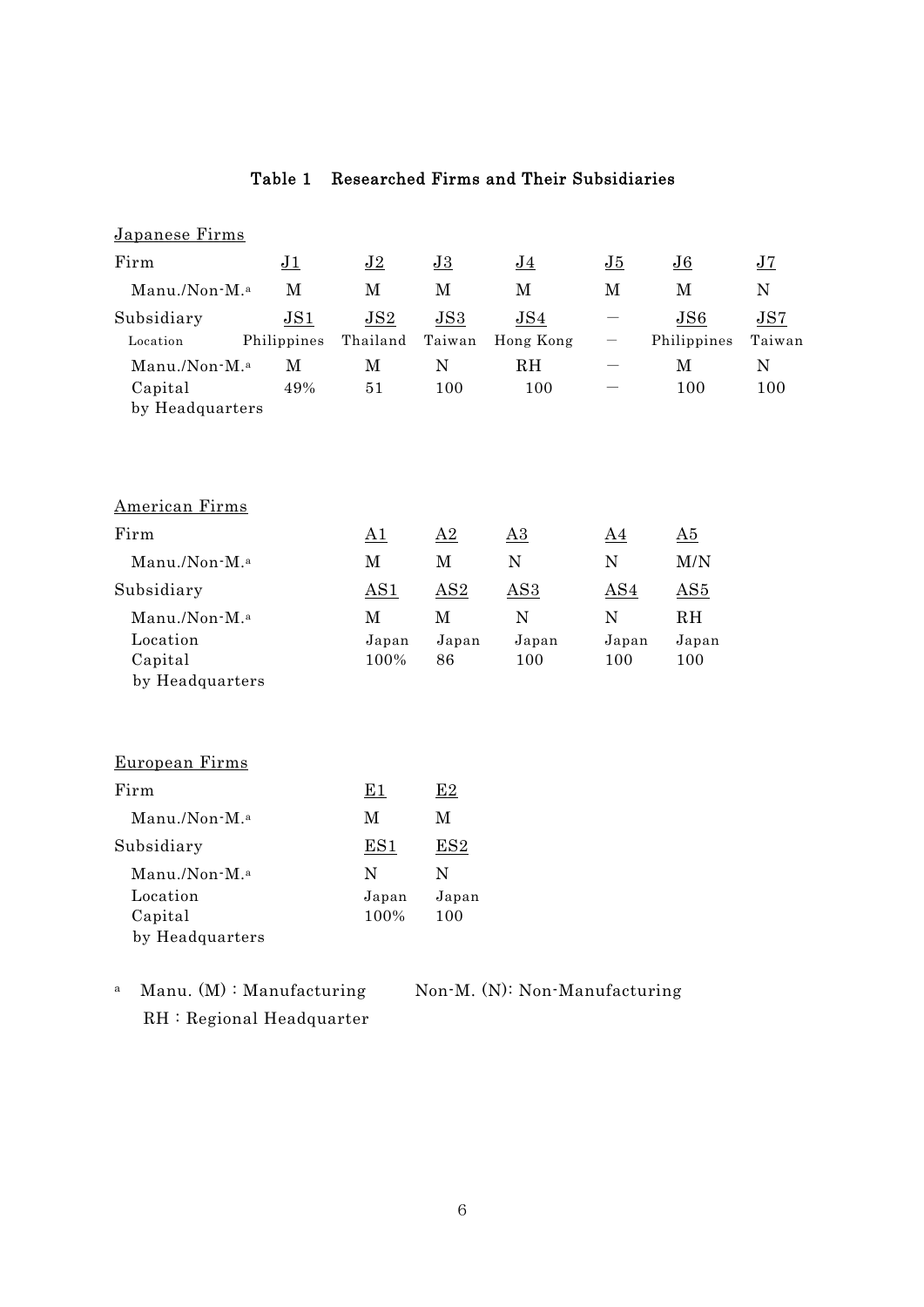**Table 1 Researched Firms and Their Subsidiaries**

Japanese Firms

| Firm | J1 | J2 | J3 | J4 | J5 | J6 | J7 |
|---|---|---|---|---|---|---|---|
| Manu./Non-M.[a] | M | M | M | M | M | M | N |
| Subsidiary | JS1 | JS2 | JS3 | JS4 | — | JS6 | JS7 |
| Location | Philippines | Thailand | Taiwan | Hong Kong | — | Philippines | Taiwan |
| Manu./Non-M.[a] | M | M | N | RH | — | M | N |
| Capital by Headquarters | 49% | 51 | 100 | 100 | — | 100 | 100 |

American Firms

| Firm | A1 | A2 | A3 | A4 | A5 |
|---|---|---|---|---|---|
| Manu./Non-M.[a] | M | M | N | N | M/N |
| Subsidiary | AS1 | AS2 | AS3 | AS4 | AS5 |
| Manu./Non-M.[a] | M | M | N | N | RH |
| Location | Japan | Japan | Japan | Japan | Japan |
| Capital by Headquarters | 100% | 86 | 100 | 100 | 100 |

European Firms

| Firm | E1 | E2 |
|---|---|---|
| Manu./Non-M.[a] | M | M |
| Subsidiary | ES1 | ES2 |
| Manu./Non-M.[a] | N | N |
| Location | Japan | Japan |
| Capital by Headquarters | 100% | 100 |

[a] Manu. (M) : Manufacturing　　Non-M. (N): Non-Manufacturing
RH : Regional Headquarter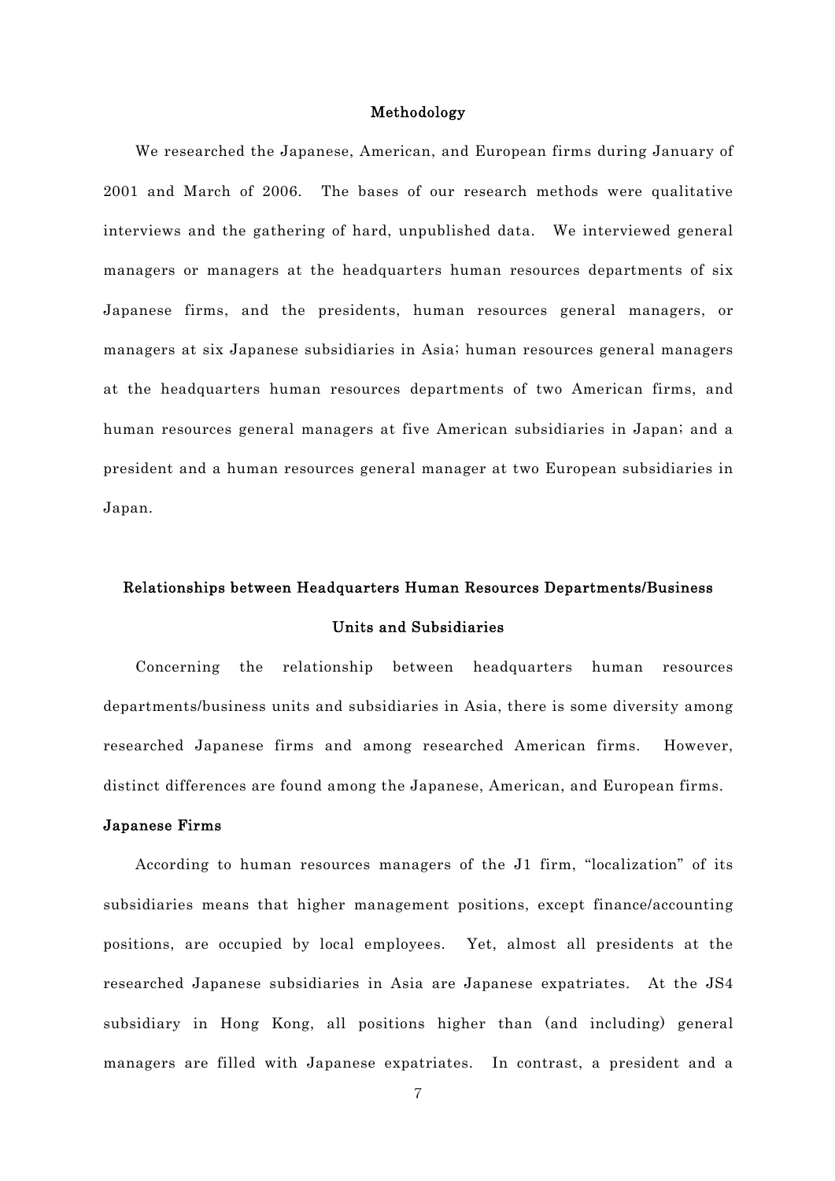## Methodology

We researched the Japanese, American, and European firms during January of 2001 and March of 2006. The bases of our research methods were qualitative interviews and the gathering of hard, unpublished data. We interviewed general managers or managers at the headquarters human resources departments of six Japanese firms, and the presidents, human resources general managers, or managers at six Japanese subsidiaries in Asia; human resources general managers at the headquarters human resources departments of two American firms, and human resources general managers at five American subsidiaries in Japan; and a president and a human resources general manager at two European subsidiaries in Japan.

## Relationships between Headquarters Human Resources Departments/Business Units and Subsidiaries

Concerning the relationship between headquarters human resources departments/business units and subsidiaries in Asia, there is some diversity among researched Japanese firms and among researched American firms. However, distinct differences are found among the Japanese, American, and European firms.

### Japanese Firms

According to human resources managers of the J1 firm, "localization" of its subsidiaries means that higher management positions, except finance/accounting positions, are occupied by local employees. Yet, almost all presidents at the researched Japanese subsidiaries in Asia are Japanese expatriates. At the JS4 subsidiary in Hong Kong, all positions higher than (and including) general managers are filled with Japanese expatriates. In contrast, a president and a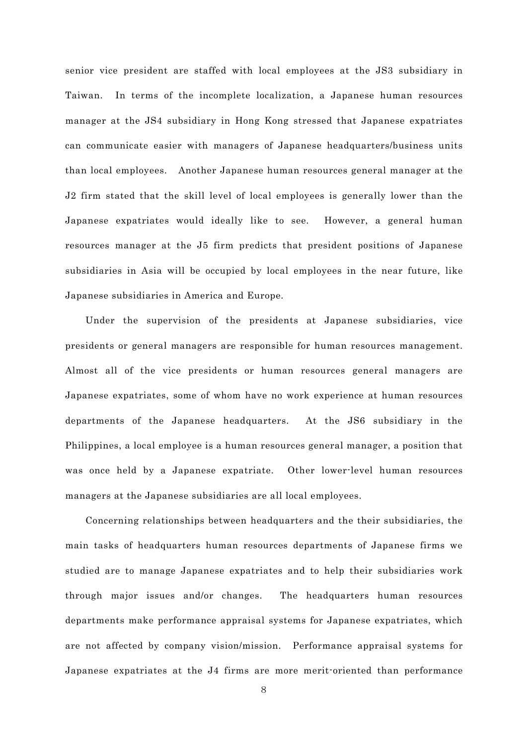senior vice president are staffed with local employees at the JS3 subsidiary in Taiwan. In terms of the incomplete localization, a Japanese human resources manager at the JS4 subsidiary in Hong Kong stressed that Japanese expatriates can communicate easier with managers of Japanese headquarters/business units than local employees. Another Japanese human resources general manager at the J2 firm stated that the skill level of local employees is generally lower than the Japanese expatriates would ideally like to see. However, a general human resources manager at the J5 firm predicts that president positions of Japanese subsidiaries in Asia will be occupied by local employees in the near future, like Japanese subsidiaries in America and Europe.

Under the supervision of the presidents at Japanese subsidiaries, vice presidents or general managers are responsible for human resources management. Almost all of the vice presidents or human resources general managers are Japanese expatriates, some of whom have no work experience at human resources departments of the Japanese headquarters. At the JS6 subsidiary in the Philippines, a local employee is a human resources general manager, a position that was once held by a Japanese expatriate. Other lower-level human resources managers at the Japanese subsidiaries are all local employees.

Concerning relationships between headquarters and the their subsidiaries, the main tasks of headquarters human resources departments of Japanese firms we studied are to manage Japanese expatriates and to help their subsidiaries work through major issues and/or changes. The headquarters human resources departments make performance appraisal systems for Japanese expatriates, which are not affected by company vision/mission. Performance appraisal systems for Japanese expatriates at the J4 firms are more merit-oriented than performance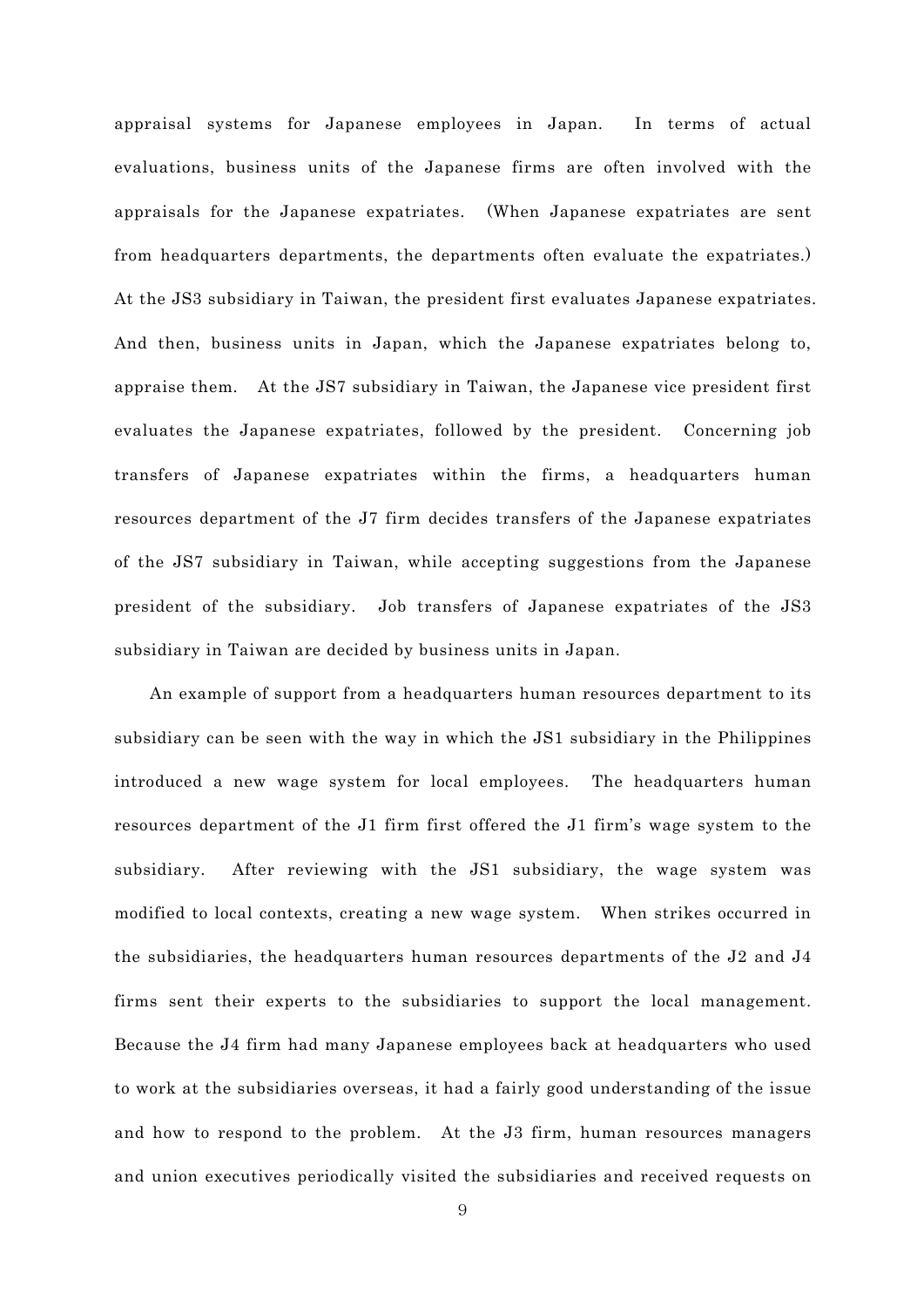appraisal systems for Japanese employees in Japan. In terms of actual evaluations, business units of the Japanese firms are often involved with the appraisals for the Japanese expatriates. (When Japanese expatriates are sent from headquarters departments, the departments often evaluate the expatriates.) At the JS3 subsidiary in Taiwan, the president first evaluates Japanese expatriates. And then, business units in Japan, which the Japanese expatriates belong to, appraise them. At the JS7 subsidiary in Taiwan, the Japanese vice president first evaluates the Japanese expatriates, followed by the president. Concerning job transfers of Japanese expatriates within the firms, a headquarters human resources department of the J7 firm decides transfers of the Japanese expatriates of the JS7 subsidiary in Taiwan, while accepting suggestions from the Japanese president of the subsidiary. Job transfers of Japanese expatriates of the JS3 subsidiary in Taiwan are decided by business units in Japan.

An example of support from a headquarters human resources department to its subsidiary can be seen with the way in which the JS1 subsidiary in the Philippines introduced a new wage system for local employees. The headquarters human resources department of the J1 firm first offered the J1 firm's wage system to the subsidiary. After reviewing with the JS1 subsidiary, the wage system was modified to local contexts, creating a new wage system. When strikes occurred in the subsidiaries, the headquarters human resources departments of the J2 and J4 firms sent their experts to the subsidiaries to support the local management. Because the J4 firm had many Japanese employees back at headquarters who used to work at the subsidiaries overseas, it had a fairly good understanding of the issue and how to respond to the problem. At the J3 firm, human resources managers and union executives periodically visited the subsidiaries and received requests on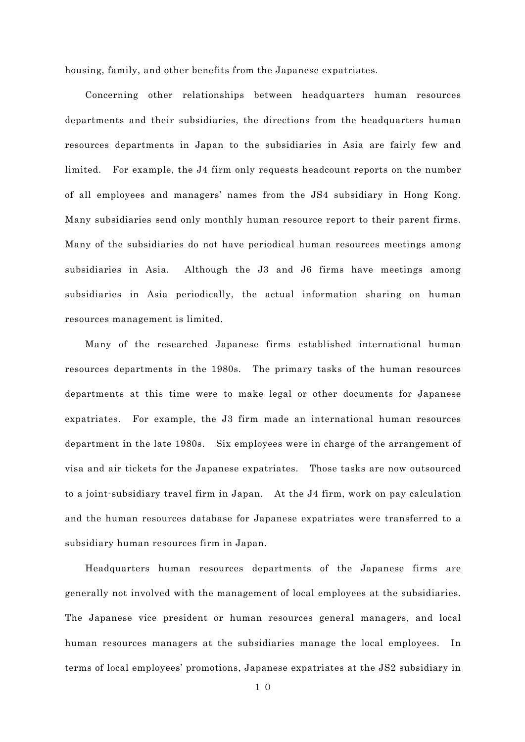housing, family, and other benefits from the Japanese expatriates.

Concerning other relationships between headquarters human resources departments and their subsidiaries, the directions from the headquarters human resources departments in Japan to the subsidiaries in Asia are fairly few and limited. For example, the J4 firm only requests headcount reports on the number of all employees and managers' names from the JS4 subsidiary in Hong Kong. Many subsidiaries send only monthly human resource report to their parent firms. Many of the subsidiaries do not have periodical human resources meetings among subsidiaries in Asia. Although the J3 and J6 firms have meetings among subsidiaries in Asia periodically, the actual information sharing on human resources management is limited.

Many of the researched Japanese firms established international human resources departments in the 1980s. The primary tasks of the human resources departments at this time were to make legal or other documents for Japanese expatriates. For example, the J3 firm made an international human resources department in the late 1980s. Six employees were in charge of the arrangement of visa and air tickets for the Japanese expatriates. Those tasks are now outsourced to a joint-subsidiary travel firm in Japan. At the J4 firm, work on pay calculation and the human resources database for Japanese expatriates were transferred to a subsidiary human resources firm in Japan.

Headquarters human resources departments of the Japanese firms are generally not involved with the management of local employees at the subsidiaries. The Japanese vice president or human resources general managers, and local human resources managers at the subsidiaries manage the local employees. In terms of local employees' promotions, Japanese expatriates at the JS2 subsidiary in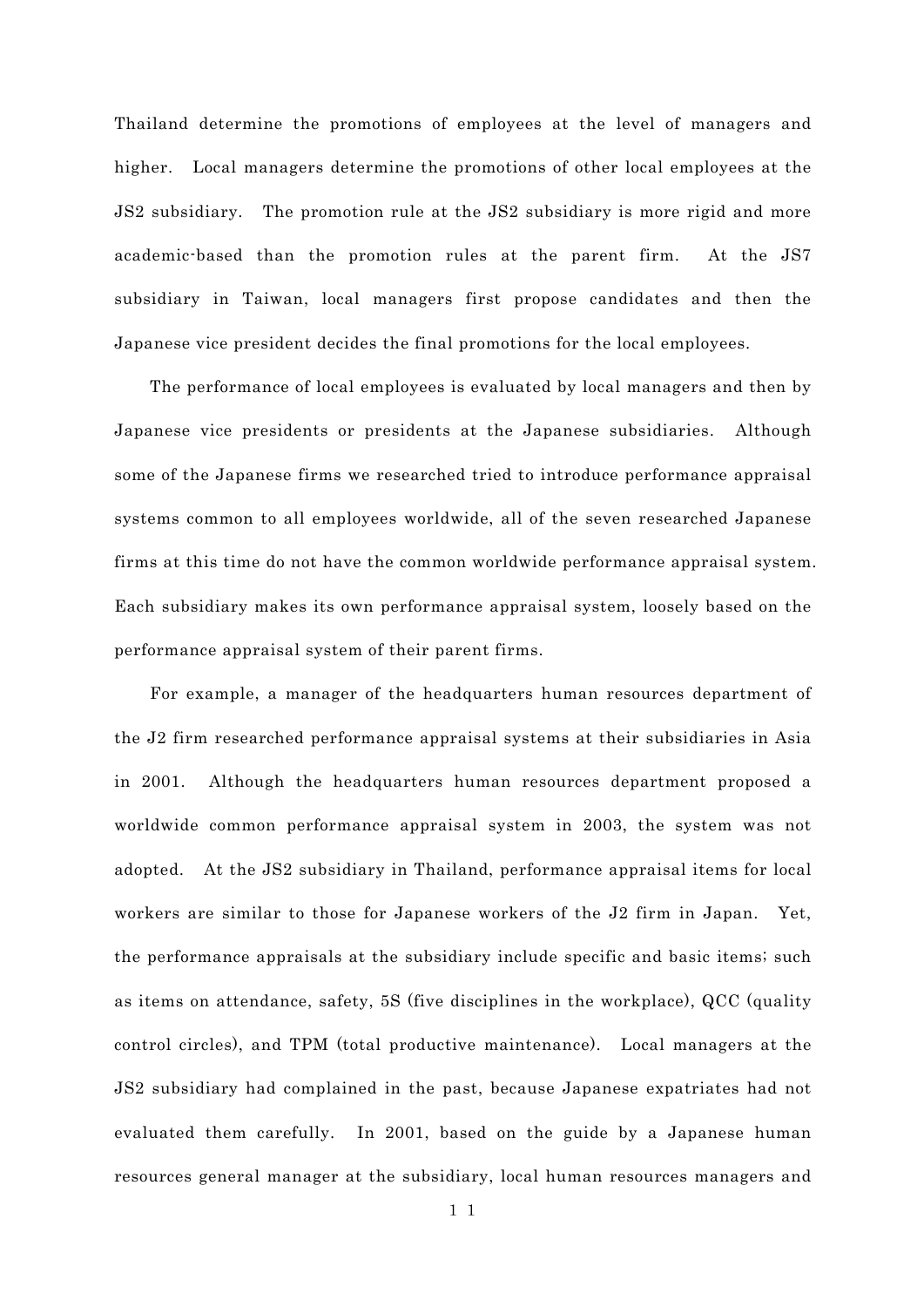Thailand determine the promotions of employees at the level of managers and higher. Local managers determine the promotions of other local employees at the JS2 subsidiary. The promotion rule at the JS2 subsidiary is more rigid and more academic-based than the promotion rules at the parent firm. At the JS7 subsidiary in Taiwan, local managers first propose candidates and then the Japanese vice president decides the final promotions for the local employees.

The performance of local employees is evaluated by local managers and then by Japanese vice presidents or presidents at the Japanese subsidiaries. Although some of the Japanese firms we researched tried to introduce performance appraisal systems common to all employees worldwide, all of the seven researched Japanese firms at this time do not have the common worldwide performance appraisal system. Each subsidiary makes its own performance appraisal system, loosely based on the performance appraisal system of their parent firms.

For example, a manager of the headquarters human resources department of the J2 firm researched performance appraisal systems at their subsidiaries in Asia in 2001. Although the headquarters human resources department proposed a worldwide common performance appraisal system in 2003, the system was not adopted. At the JS2 subsidiary in Thailand, performance appraisal items for local workers are similar to those for Japanese workers of the J2 firm in Japan. Yet, the performance appraisals at the subsidiary include specific and basic items; such as items on attendance, safety, 5S (five disciplines in the workplace), QCC (quality control circles), and TPM (total productive maintenance). Local managers at the JS2 subsidiary had complained in the past, because Japanese expatriates had not evaluated them carefully. In 2001, based on the guide by a Japanese human resources general manager at the subsidiary, local human resources managers and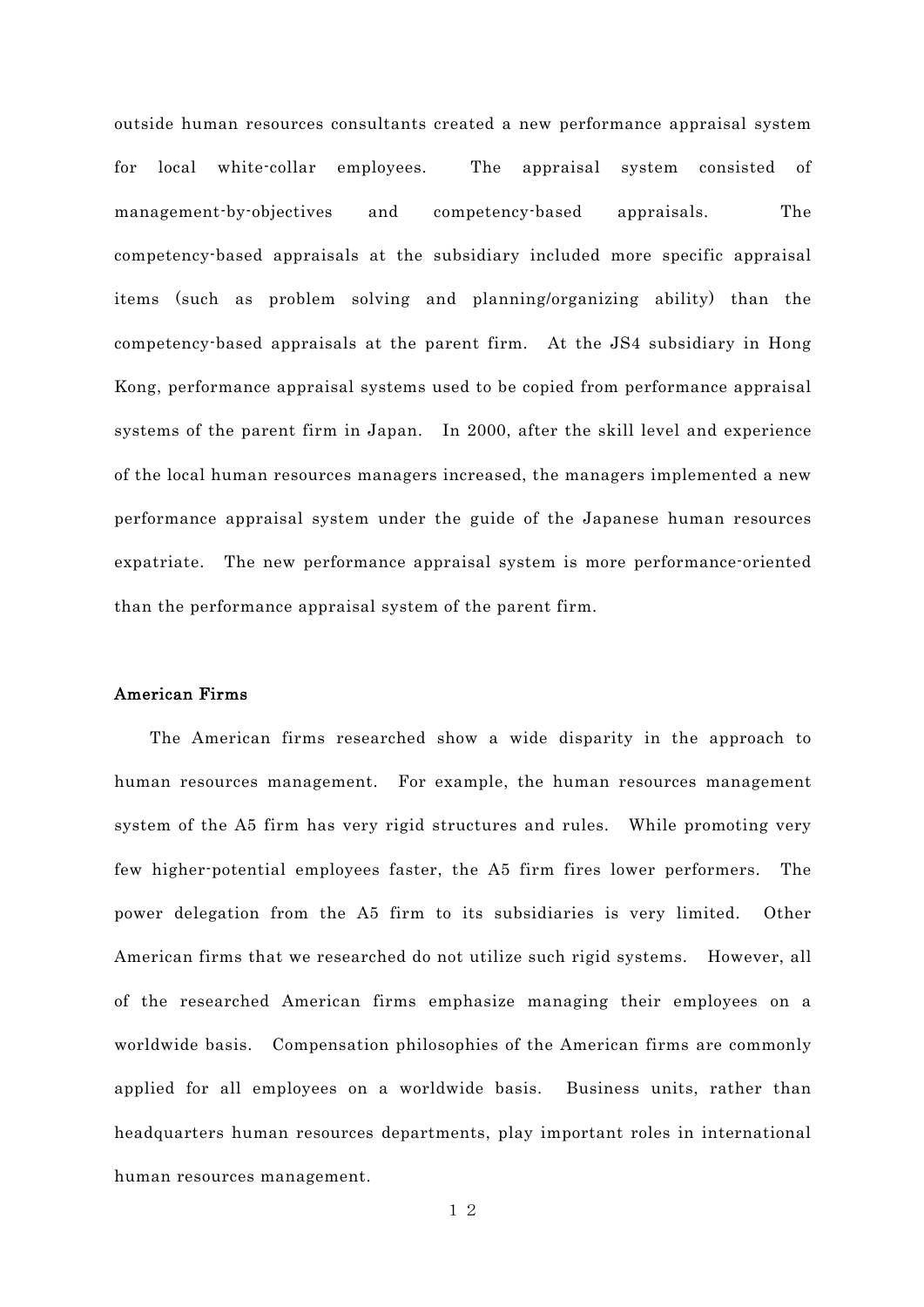outside human resources consultants created a new performance appraisal system for local white-collar employees. The appraisal system consisted of management-by-objectives and competency-based appraisals. The competency-based appraisals at the subsidiary included more specific appraisal items (such as problem solving and planning/organizing ability) than the competency-based appraisals at the parent firm. At the JS4 subsidiary in Hong Kong, performance appraisal systems used to be copied from performance appraisal systems of the parent firm in Japan. In 2000, after the skill level and experience of the local human resources managers increased, the managers implemented a new performance appraisal system under the guide of the Japanese human resources expatriate. The new performance appraisal system is more performance-oriented than the performance appraisal system of the parent firm.

### American Firms

The American firms researched show a wide disparity in the approach to human resources management. For example, the human resources management system of the A5 firm has very rigid structures and rules. While promoting very few higher-potential employees faster, the A5 firm fires lower performers. The power delegation from the A5 firm to its subsidiaries is very limited. Other American firms that we researched do not utilize such rigid systems. However, all of the researched American firms emphasize managing their employees on a worldwide basis. Compensation philosophies of the American firms are commonly applied for all employees on a worldwide basis. Business units, rather than headquarters human resources departments, play important roles in international human resources management.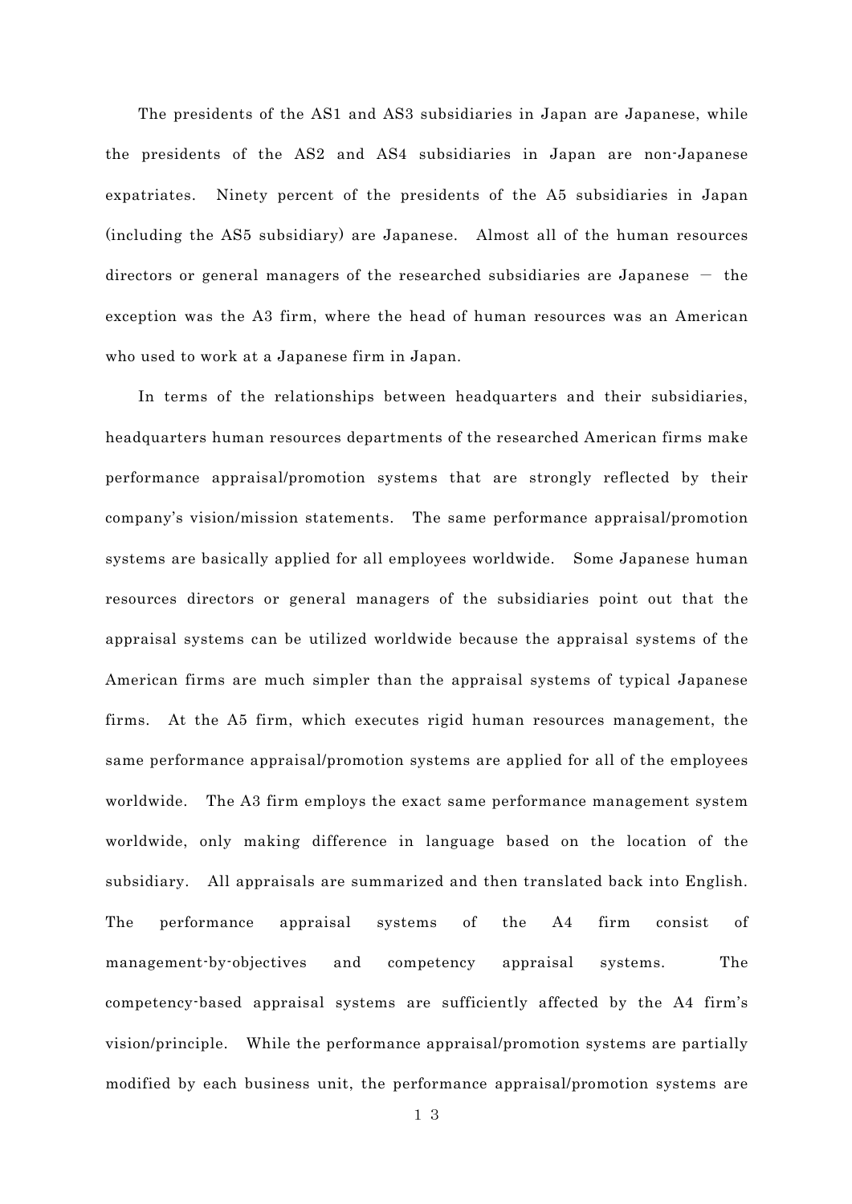The presidents of the AS1 and AS3 subsidiaries in Japan are Japanese, while the presidents of the AS2 and AS4 subsidiaries in Japan are non-Japanese expatriates. Ninety percent of the presidents of the A5 subsidiaries in Japan (including the AS5 subsidiary) are Japanese. Almost all of the human resources directors or general managers of the researched subsidiaries are Japanese – the exception was the A3 firm, where the head of human resources was an American who used to work at a Japanese firm in Japan.

In terms of the relationships between headquarters and their subsidiaries, headquarters human resources departments of the researched American firms make performance appraisal/promotion systems that are strongly reflected by their company's vision/mission statements. The same performance appraisal/promotion systems are basically applied for all employees worldwide. Some Japanese human resources directors or general managers of the subsidiaries point out that the appraisal systems can be utilized worldwide because the appraisal systems of the American firms are much simpler than the appraisal systems of typical Japanese firms. At the A5 firm, which executes rigid human resources management, the same performance appraisal/promotion systems are applied for all of the employees worldwide. The A3 firm employs the exact same performance management system worldwide, only making difference in language based on the location of the subsidiary. All appraisals are summarized and then translated back into English. The performance appraisal systems of the A4 firm consist of management-by-objectives and competency appraisal systems. The competency-based appraisal systems are sufficiently affected by the A4 firm's vision/principle. While the performance appraisal/promotion systems are partially modified by each business unit, the performance appraisal/promotion systems are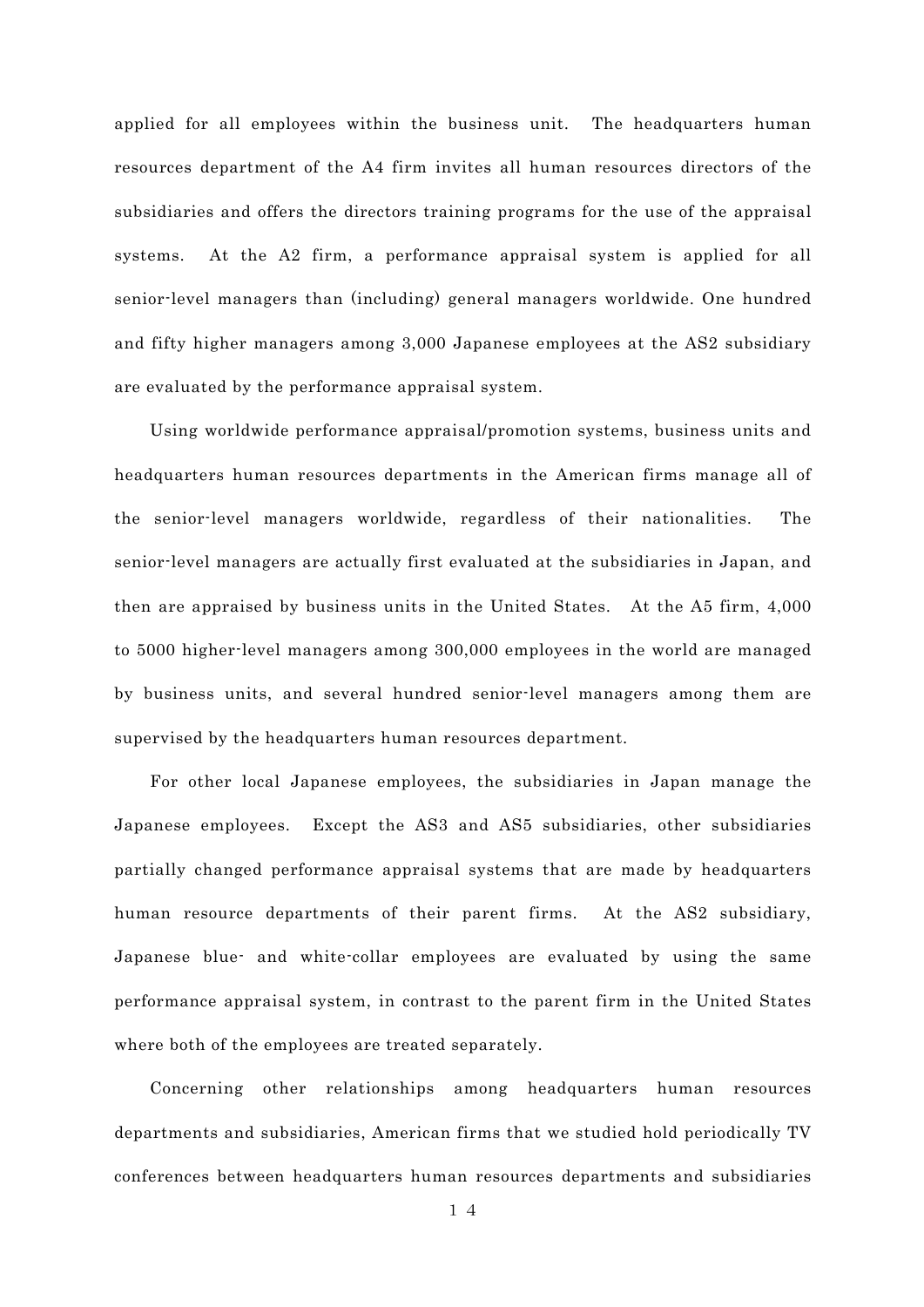applied for all employees within the business unit. The headquarters human resources department of the A4 firm invites all human resources directors of the subsidiaries and offers the directors training programs for the use of the appraisal systems. At the A2 firm, a performance appraisal system is applied for all senior-level managers than (including) general managers worldwide. One hundred and fifty higher managers among 3,000 Japanese employees at the AS2 subsidiary are evaluated by the performance appraisal system.

Using worldwide performance appraisal/promotion systems, business units and headquarters human resources departments in the American firms manage all of the senior-level managers worldwide, regardless of their nationalities. The senior-level managers are actually first evaluated at the subsidiaries in Japan, and then are appraised by business units in the United States. At the A5 firm, 4,000 to 5000 higher-level managers among 300,000 employees in the world are managed by business units, and several hundred senior-level managers among them are supervised by the headquarters human resources department.

For other local Japanese employees, the subsidiaries in Japan manage the Japanese employees. Except the AS3 and AS5 subsidiaries, other subsidiaries partially changed performance appraisal systems that are made by headquarters human resource departments of their parent firms. At the AS2 subsidiary, Japanese blue- and white-collar employees are evaluated by using the same performance appraisal system, in contrast to the parent firm in the United States where both of the employees are treated separately.

Concerning other relationships among headquarters human resources departments and subsidiaries, American firms that we studied hold periodically TV conferences between headquarters human resources departments and subsidiaries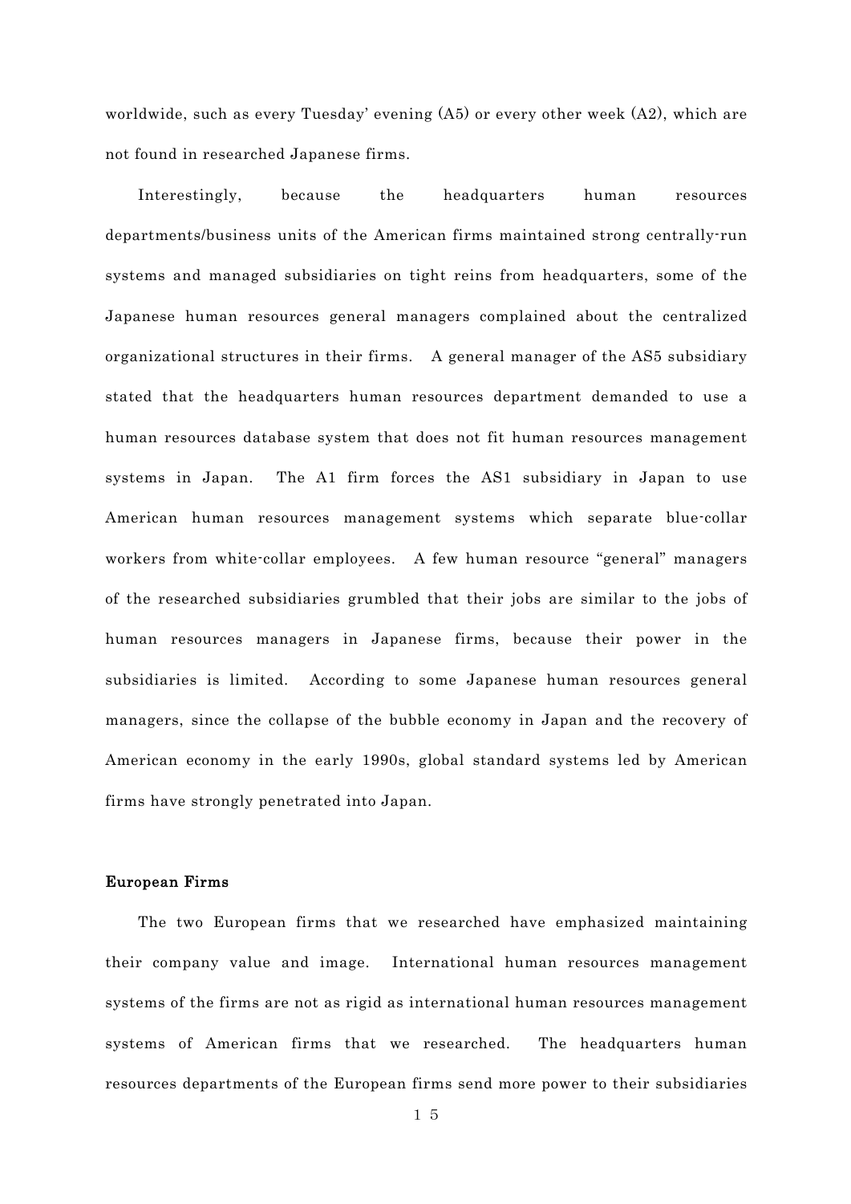worldwide, such as every Tuesday' evening (A5) or every other week (A2), which are not found in researched Japanese firms.

Interestingly, because the headquarters human resources departments/business units of the American firms maintained strong centrally-run systems and managed subsidiaries on tight reins from headquarters, some of the Japanese human resources general managers complained about the centralized organizational structures in their firms. A general manager of the AS5 subsidiary stated that the headquarters human resources department demanded to use a human resources database system that does not fit human resources management systems in Japan. The A1 firm forces the AS1 subsidiary in Japan to use American human resources management systems which separate blue-collar workers from white-collar employees. A few human resource "general" managers of the researched subsidiaries grumbled that their jobs are similar to the jobs of human resources managers in Japanese firms, because their power in the subsidiaries is limited. According to some Japanese human resources general managers, since the collapse of the bubble economy in Japan and the recovery of American economy in the early 1990s, global standard systems led by American firms have strongly penetrated into Japan.

**European Firms**

The two European firms that we researched have emphasized maintaining their company value and image. International human resources management systems of the firms are not as rigid as international human resources management systems of American firms that we researched. The headquarters human resources departments of the European firms send more power to their subsidiaries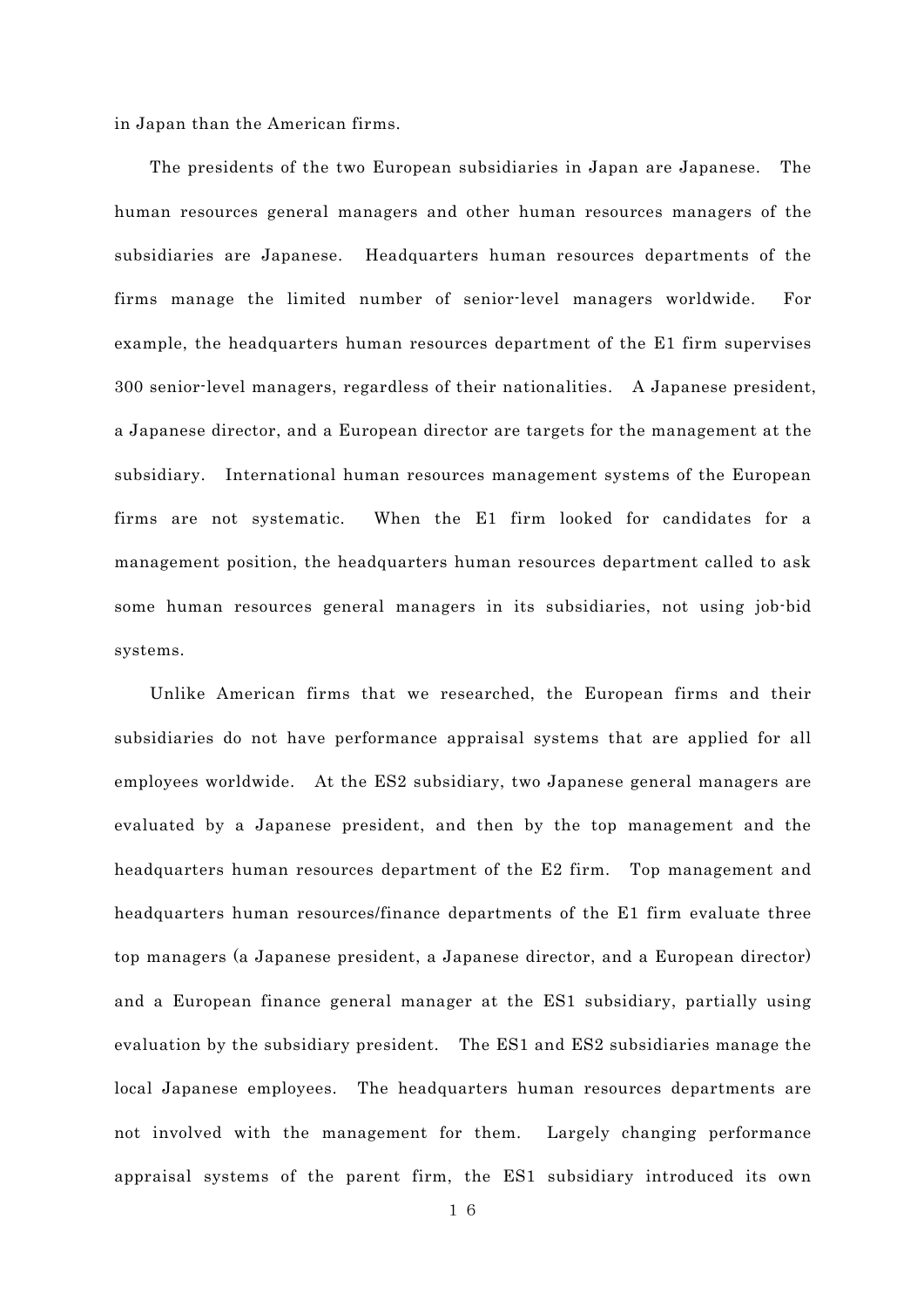in Japan than the American firms.

The presidents of the two European subsidiaries in Japan are Japanese. The human resources general managers and other human resources managers of the subsidiaries are Japanese. Headquarters human resources departments of the firms manage the limited number of senior-level managers worldwide. For example, the headquarters human resources department of the E1 firm supervises 300 senior-level managers, regardless of their nationalities. A Japanese president, a Japanese director, and a European director are targets for the management at the subsidiary. International human resources management systems of the European firms are not systematic. When the E1 firm looked for candidates for a management position, the headquarters human resources department called to ask some human resources general managers in its subsidiaries, not using job-bid systems.

Unlike American firms that we researched, the European firms and their subsidiaries do not have performance appraisal systems that are applied for all employees worldwide. At the ES2 subsidiary, two Japanese general managers are evaluated by a Japanese president, and then by the top management and the headquarters human resources department of the E2 firm. Top management and headquarters human resources/finance departments of the E1 firm evaluate three top managers (a Japanese president, a Japanese director, and a European director) and a European finance general manager at the ES1 subsidiary, partially using evaluation by the subsidiary president. The ES1 and ES2 subsidiaries manage the local Japanese employees. The headquarters human resources departments are not involved with the management for them. Largely changing performance appraisal systems of the parent firm, the ES1 subsidiary introduced its own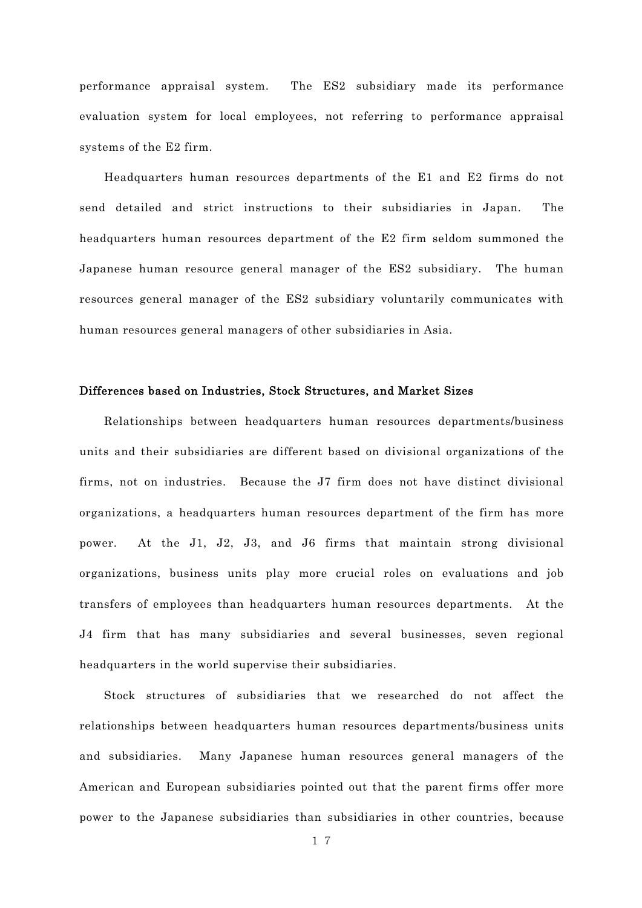performance appraisal system. The ES2 subsidiary made its performance evaluation system for local employees, not referring to performance appraisal systems of the E2 firm.

Headquarters human resources departments of the E1 and E2 firms do not send detailed and strict instructions to their subsidiaries in Japan. The headquarters human resources department of the E2 firm seldom summoned the Japanese human resource general manager of the ES2 subsidiary. The human resources general manager of the ES2 subsidiary voluntarily communicates with human resources general managers of other subsidiaries in Asia.

**Differences based on Industries, Stock Structures, and Market Sizes**

Relationships between headquarters human resources departments/business units and their subsidiaries are different based on divisional organizations of the firms, not on industries. Because the J7 firm does not have distinct divisional organizations, a headquarters human resources department of the firm has more power. At the J1, J2, J3, and J6 firms that maintain strong divisional organizations, business units play more crucial roles on evaluations and job transfers of employees than headquarters human resources departments. At the J4 firm that has many subsidiaries and several businesses, seven regional headquarters in the world supervise their subsidiaries.

Stock structures of subsidiaries that we researched do not affect the relationships between headquarters human resources departments/business units and subsidiaries. Many Japanese human resources general managers of the American and European subsidiaries pointed out that the parent firms offer more power to the Japanese subsidiaries than subsidiaries in other countries, because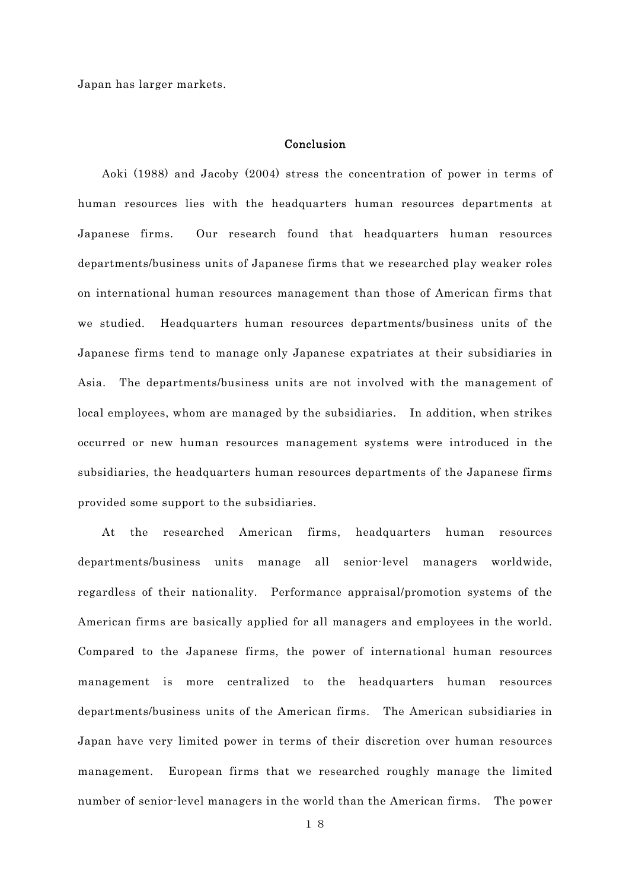Japan has larger markets.

## Conclusion

Aoki (1988) and Jacoby (2004) stress the concentration of power in terms of human resources lies with the headquarters human resources departments at Japanese firms. Our research found that headquarters human resources departments/business units of Japanese firms that we researched play weaker roles on international human resources management than those of American firms that we studied. Headquarters human resources departments/business units of the Japanese firms tend to manage only Japanese expatriates at their subsidiaries in Asia. The departments/business units are not involved with the management of local employees, whom are managed by the subsidiaries. In addition, when strikes occurred or new human resources management systems were introduced in the subsidiaries, the headquarters human resources departments of the Japanese firms provided some support to the subsidiaries.

At the researched American firms, headquarters human resources departments/business units manage all senior-level managers worldwide, regardless of their nationality. Performance appraisal/promotion systems of the American firms are basically applied for all managers and employees in the world. Compared to the Japanese firms, the power of international human resources management is more centralized to the headquarters human resources departments/business units of the American firms. The American subsidiaries in Japan have very limited power in terms of their discretion over human resources management. European firms that we researched roughly manage the limited number of senior-level managers in the world than the American firms. The power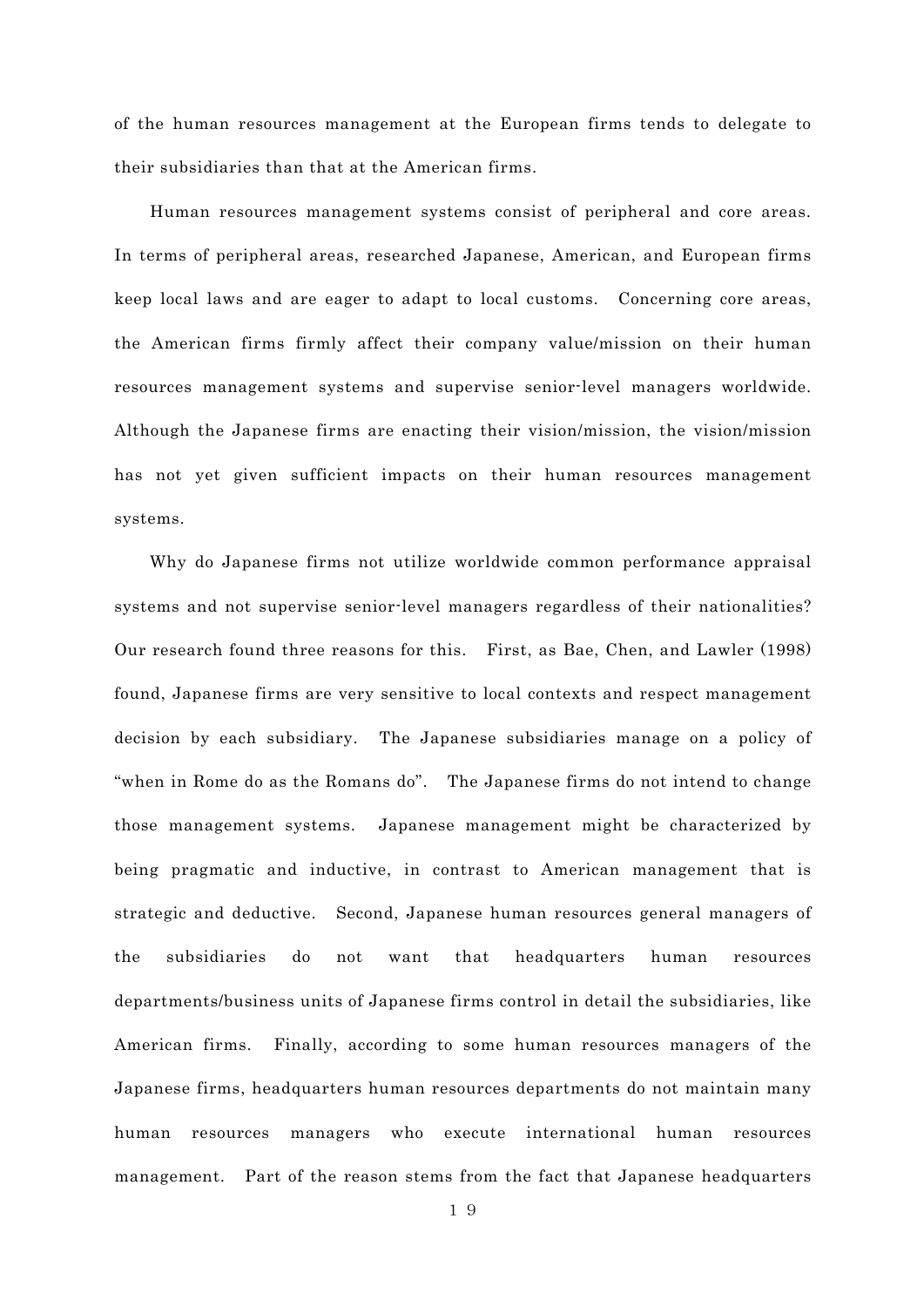of the human resources management at the European firms tends to delegate to their subsidiaries than that at the American firms.

Human resources management systems consist of peripheral and core areas. In terms of peripheral areas, researched Japanese, American, and European firms keep local laws and are eager to adapt to local customs. Concerning core areas, the American firms firmly affect their company value/mission on their human resources management systems and supervise senior-level managers worldwide. Although the Japanese firms are enacting their vision/mission, the vision/mission has not yet given sufficient impacts on their human resources management systems.

Why do Japanese firms not utilize worldwide common performance appraisal systems and not supervise senior-level managers regardless of their nationalities? Our research found three reasons for this. First, as Bae, Chen, and Lawler (1998) found, Japanese firms are very sensitive to local contexts and respect management decision by each subsidiary. The Japanese subsidiaries manage on a policy of "when in Rome do as the Romans do". The Japanese firms do not intend to change those management systems. Japanese management might be characterized by being pragmatic and inductive, in contrast to American management that is strategic and deductive. Second, Japanese human resources general managers of the subsidiaries do not want that headquarters human resources departments/business units of Japanese firms control in detail the subsidiaries, like American firms. Finally, according to some human resources managers of the Japanese firms, headquarters human resources departments do not maintain many human resources managers who execute international human resources management. Part of the reason stems from the fact that Japanese headquarters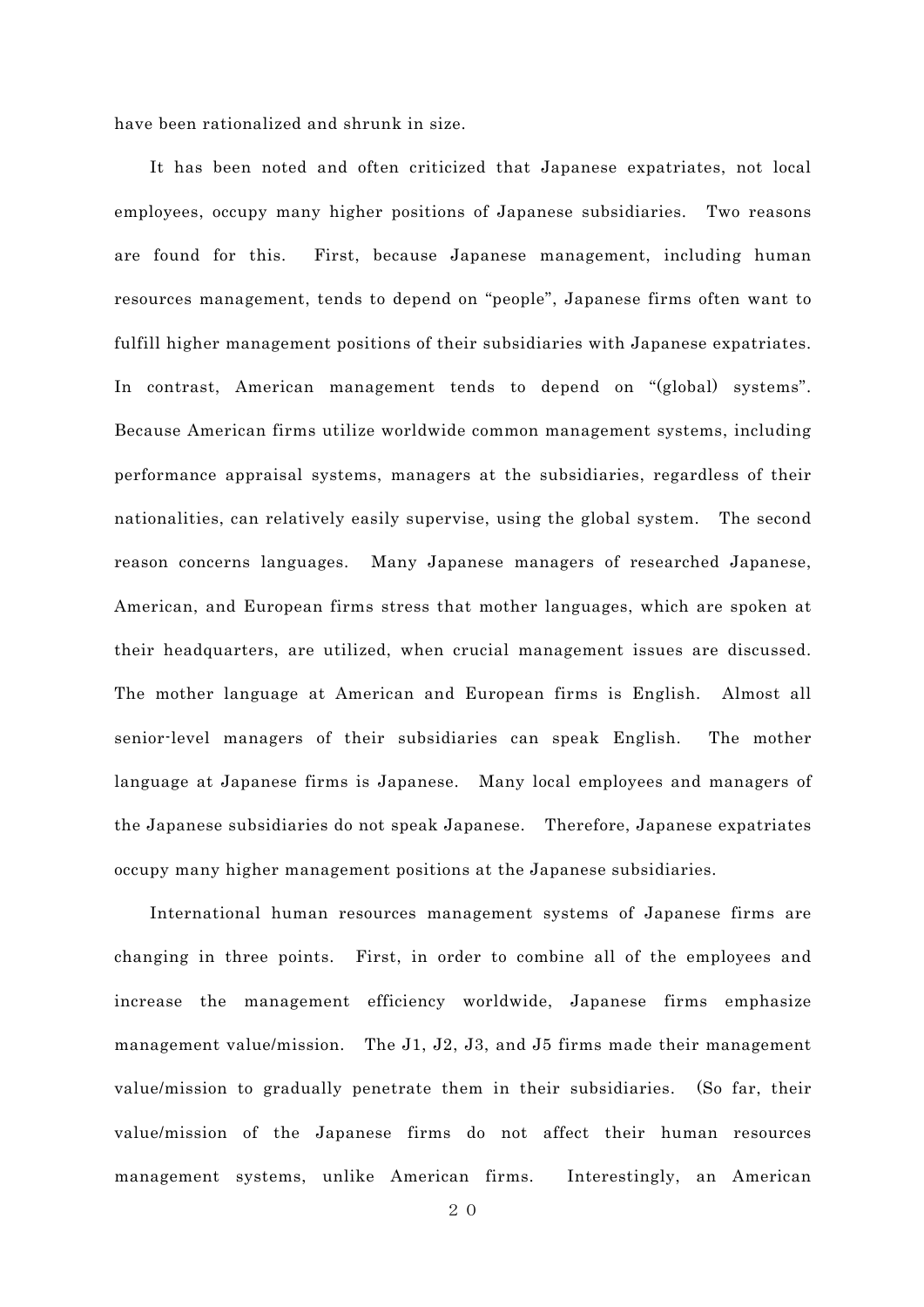have been rationalized and shrunk in size.

It has been noted and often criticized that Japanese expatriates, not local employees, occupy many higher positions of Japanese subsidiaries. Two reasons are found for this. First, because Japanese management, including human resources management, tends to depend on "people", Japanese firms often want to fulfill higher management positions of their subsidiaries with Japanese expatriates. In contrast, American management tends to depend on "(global) systems". Because American firms utilize worldwide common management systems, including performance appraisal systems, managers at the subsidiaries, regardless of their nationalities, can relatively easily supervise, using the global system. The second reason concerns languages. Many Japanese managers of researched Japanese, American, and European firms stress that mother languages, which are spoken at their headquarters, are utilized, when crucial management issues are discussed. The mother language at American and European firms is English. Almost all senior-level managers of their subsidiaries can speak English. The mother language at Japanese firms is Japanese. Many local employees and managers of the Japanese subsidiaries do not speak Japanese. Therefore, Japanese expatriates occupy many higher management positions at the Japanese subsidiaries.

International human resources management systems of Japanese firms are changing in three points. First, in order to combine all of the employees and increase the management efficiency worldwide, Japanese firms emphasize management value/mission. The J1, J2, J3, and J5 firms made their management value/mission to gradually penetrate them in their subsidiaries. (So far, their value/mission of the Japanese firms do not affect their human resources management systems, unlike American firms. Interestingly, an American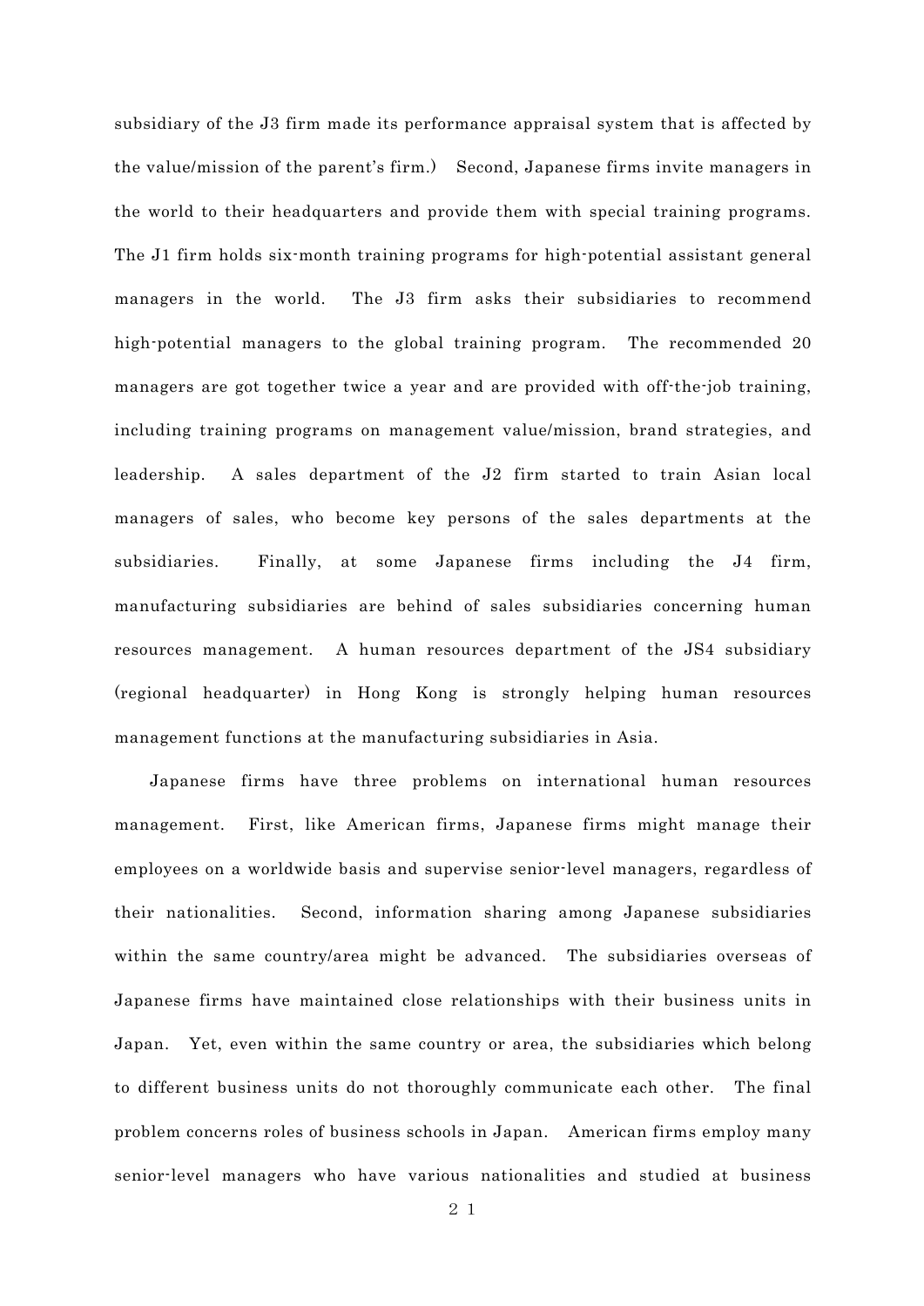subsidiary of the J3 firm made its performance appraisal system that is affected by the value/mission of the parent's firm.) Second, Japanese firms invite managers in the world to their headquarters and provide them with special training programs. The J1 firm holds six-month training programs for high-potential assistant general managers in the world. The J3 firm asks their subsidiaries to recommend high-potential managers to the global training program. The recommended 20 managers are got together twice a year and are provided with off-the-job training, including training programs on management value/mission, brand strategies, and leadership. A sales department of the J2 firm started to train Asian local managers of sales, who become key persons of the sales departments at the subsidiaries. Finally, at some Japanese firms including the J4 firm, manufacturing subsidiaries are behind of sales subsidiaries concerning human resources management. A human resources department of the JS4 subsidiary (regional headquarter) in Hong Kong is strongly helping human resources management functions at the manufacturing subsidiaries in Asia.

Japanese firms have three problems on international human resources management. First, like American firms, Japanese firms might manage their employees on a worldwide basis and supervise senior-level managers, regardless of their nationalities. Second, information sharing among Japanese subsidiaries within the same country/area might be advanced. The subsidiaries overseas of Japanese firms have maintained close relationships with their business units in Japan. Yet, even within the same country or area, the subsidiaries which belong to different business units do not thoroughly communicate each other. The final problem concerns roles of business schools in Japan. American firms employ many senior-level managers who have various nationalities and studied at business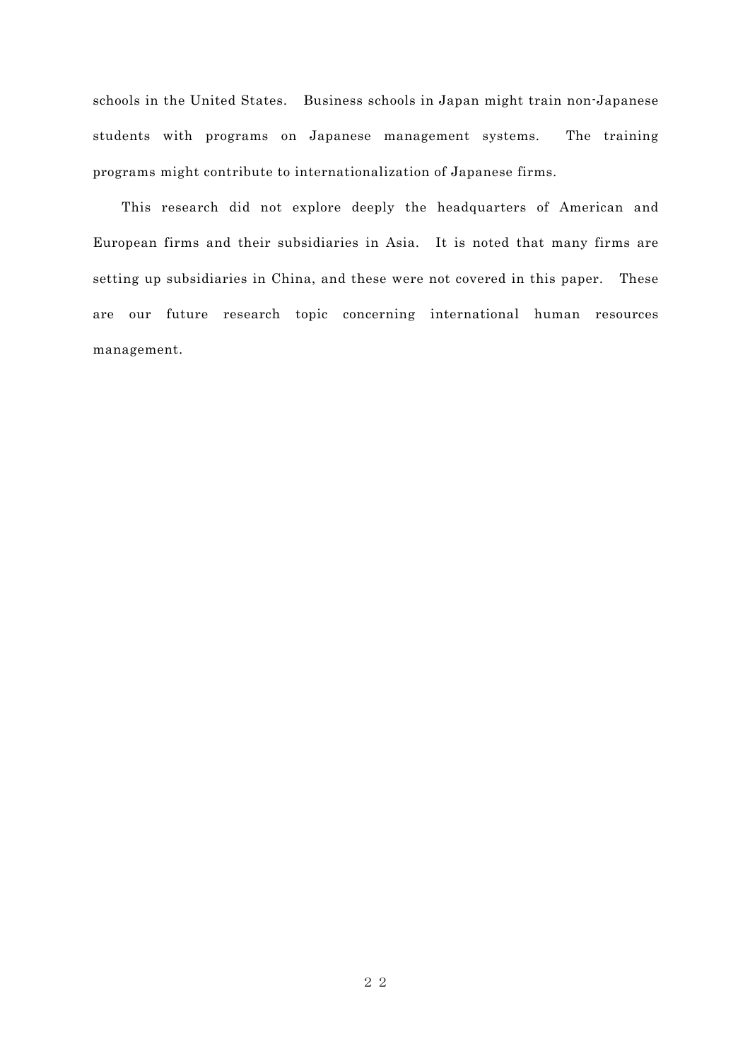schools in the United States. Business schools in Japan might train non-Japanese students with programs on Japanese management systems. The training programs might contribute to internationalization of Japanese firms.

This research did not explore deeply the headquarters of American and European firms and their subsidiaries in Asia. It is noted that many firms are setting up subsidiaries in China, and these were not covered in this paper. These are our future research topic concerning international human resources management.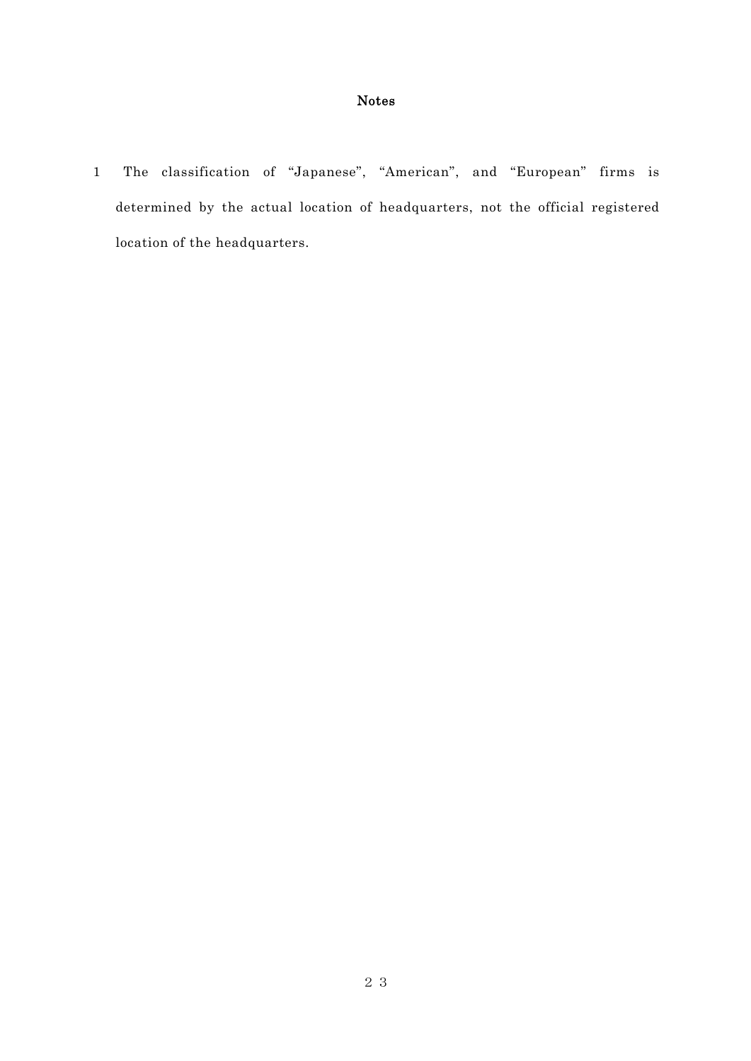## Notes

1 The classification of “Japanese”, “American”, and “European” firms is determined by the actual location of headquarters, not the official registered location of the headquarters.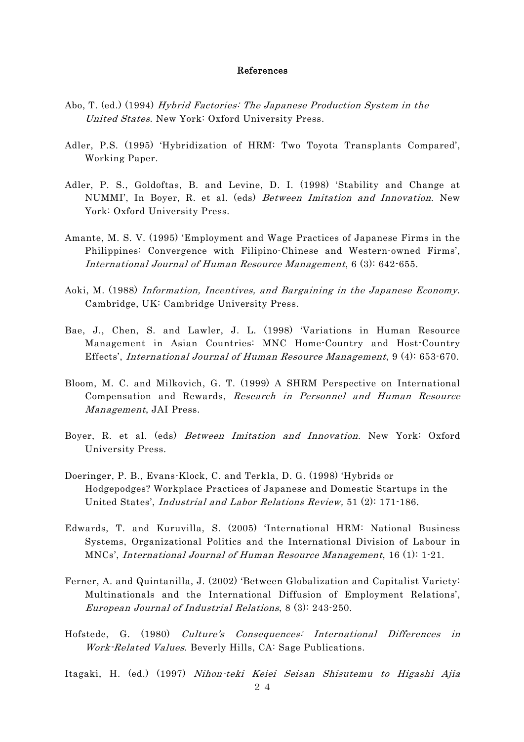# References

Abo, T. (ed.) (1994) *Hybrid Factories: The Japanese Production System in the United States*. New York: Oxford University Press.

Adler, P.S. (1995) 'Hybridization of HRM: Two Toyota Transplants Compared', Working Paper.

Adler, P. S., Goldoftas, B. and Levine, D. I. (1998) 'Stability and Change at NUMMI', In Boyer, R. et al. (eds) *Between Imitation and Innovation*. New York: Oxford University Press.

Amante, M. S. V. (1995) 'Employment and Wage Practices of Japanese Firms in the Philippines: Convergence with Filipino-Chinese and Western-owned Firms', *International Journal of Human Resource Management*, 6 (3): 642-655.

Aoki, M. (1988) *Information, Incentives, and Bargaining in the Japanese Economy*. Cambridge, UK: Cambridge University Press.

Bae, J., Chen, S. and Lawler, J. L. (1998) 'Variations in Human Resource Management in Asian Countries: MNC Home-Country and Host-Country Effects', *International Journal of Human Resource Management*, 9 (4): 653-670.

Bloom, M. C. and Milkovich, G. T. (1999) A SHRM Perspective on International Compensation and Rewards, *Research in Personnel and Human Resource Management*, JAI Press.

Boyer, R. et al. (eds) *Between Imitation and Innovation*. New York: Oxford University Press.

Doeringer, P. B., Evans-Klock, C. and Terkla, D. G. (1998) 'Hybrids or Hodgepodges? Workplace Practices of Japanese and Domestic Startups in the United States', *Industrial and Labor Relations Review,* 51 (2): 171-186.

Edwards, T. and Kuruvilla, S. (2005) 'International HRM: National Business Systems, Organizational Politics and the International Division of Labour in MNCs', *International Journal of Human Resource Management*, 16 (1): 1-21.

Ferner, A. and Quintanilla, J. (2002) 'Between Globalization and Capitalist Variety: Multinationals and the International Diffusion of Employment Relations', *European Journal of Industrial Relations*, 8 (3): 243-250.

Hofstede, G. (1980) *Culture's Consequences: International Differences in Work-Related Values*. Beverly Hills, CA: Sage Publications.

Itagaki, H. (ed.) (1997) *Nihon-teki Keiei Seisan Shisutemu to Higashi Ajia*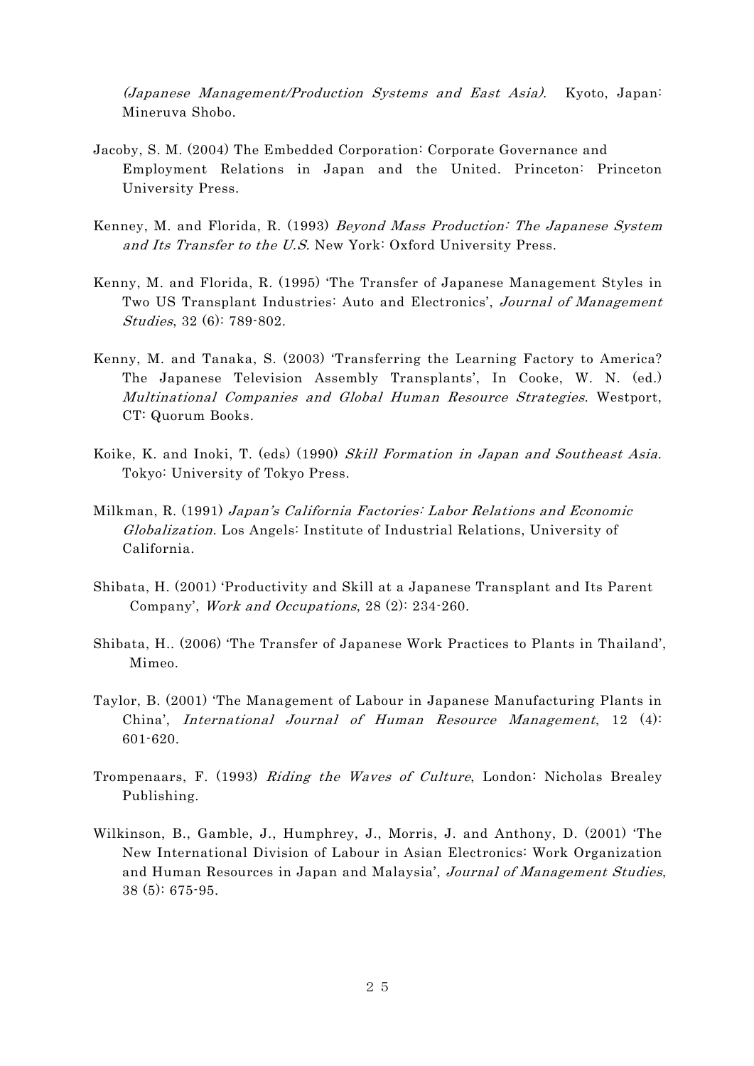*(Japanese Management/Production Systems and East Asia)*. Kyoto, Japan: Mineruva Shobo.

Jacoby, S. M. (2004) The Embedded Corporation: Corporate Governance and Employment Relations in Japan and the United. Princeton: Princeton University Press.

Kenney, M. and Florida, R. (1993) *Beyond Mass Production: The Japanese System and Its Transfer to the U.S.* New York: Oxford University Press.

Kenny, M. and Florida, R. (1995) 'The Transfer of Japanese Management Styles in Two US Transplant Industries: Auto and Electronics', *Journal of Management Studies*, 32 (6): 789-802.

Kenny, M. and Tanaka, S. (2003) 'Transferring the Learning Factory to America? The Japanese Television Assembly Transplants', In Cooke, W. N. (ed.) *Multinational Companies and Global Human Resource Strategies*. Westport, CT: Quorum Books.

Koike, K. and Inoki, T. (eds) (1990) *Skill Formation in Japan and Southeast Asia*. Tokyo: University of Tokyo Press.

Milkman, R. (1991) *Japan's California Factories: Labor Relations and Economic Globalization*. Los Angels: Institute of Industrial Relations, University of California.

Shibata, H. (2001) 'Productivity and Skill at a Japanese Transplant and Its Parent Company', *Work and Occupations*, 28 (2): 234-260.

Shibata, H.. (2006) 'The Transfer of Japanese Work Practices to Plants in Thailand', Mimeo.

Taylor, B. (2001) 'The Management of Labour in Japanese Manufacturing Plants in China', *International Journal of Human Resource Management*, 12 (4): 601-620.

Trompenaars, F. (1993) *Riding the Waves of Culture*, London: Nicholas Brealey Publishing.

Wilkinson, B., Gamble, J., Humphrey, J., Morris, J. and Anthony, D. (2001) 'The New International Division of Labour in Asian Electronics: Work Organization and Human Resources in Japan and Malaysia', *Journal of Management Studies*, 38 (5): 675-95.